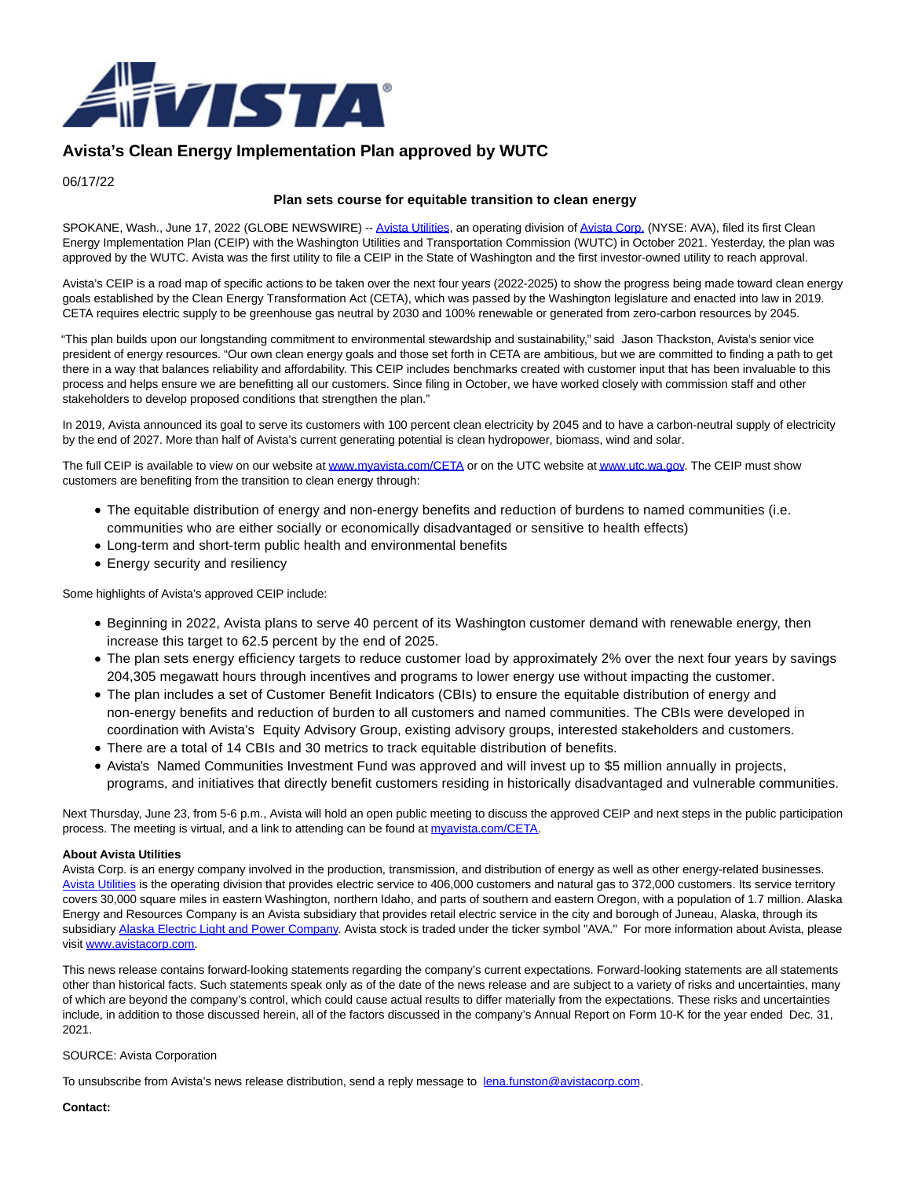# Avista's Clean Energy Implementation Plan approved by WUTC

06/17/22

**Plan sets course for equitable transition to clean energy**

SPOKANE, Wash., June 17, 2022 (GLOBE NEWSWIRE) -- Avista Utilities, an operating division of Avista Corp. (NYSE: AVA), filed its first Clean Energy Implementation Plan (CEIP) with the Washington Utilities and Transportation Commission (WUTC) in October 2021. Yesterday, the plan was approved by the WUTC. Avista was the first utility to file a CEIP in the State of Washington and the first investor-owned utility to reach approval.

Avista's CEIP is a road map of specific actions to be taken over the next four years (2022-2025) to show the progress being made toward clean energy goals established by the Clean Energy Transformation Act (CETA), which was passed by the Washington legislature and enacted into law in 2019. CETA requires electric supply to be greenhouse gas neutral by 2030 and 100% renewable or generated from zero-carbon resources by 2045.

"This plan builds upon our longstanding commitment to environmental stewardship and sustainability," said Jason Thackston, Avista's senior vice president of energy resources. "Our own clean energy goals and those set forth in CETA are ambitious, but we are committed to finding a path to get there in a way that balances reliability and affordability. This CEIP includes benchmarks created with customer input that has been invaluable to this process and helps ensure we are benefitting all our customers. Since filing in October, we have worked closely with commission staff and other stakeholders to develop proposed conditions that strengthen the plan."

In 2019, Avista announced its goal to serve its customers with 100 percent clean electricity by 2045 and to have a carbon-neutral supply of electricity by the end of 2027. More than half of Avista's current generating potential is clean hydropower, biomass, wind and solar.

The full CEIP is available to view on our website at www.myavista.com/CETA or on the UTC website at www.utc.wa.gov. The CEIP must show customers are benefiting from the transition to clean energy through:

- The equitable distribution of energy and non-energy benefits and reduction of burdens to named communities (i.e. communities who are either socially or economically disadvantaged or sensitive to health effects)
- Long-term and short-term public health and environmental benefits
- Energy security and resiliency

Some highlights of Avista's approved CEIP include:

- Beginning in 2022, Avista plans to serve 40 percent of its Washington customer demand with renewable energy, then increase this target to 62.5 percent by the end of 2025.
- The plan sets energy efficiency targets to reduce customer load by approximately 2% over the next four years by savings 204,305 megawatt hours through incentives and programs to lower energy use without impacting the customer.
- The plan includes a set of Customer Benefit Indicators (CBIs) to ensure the equitable distribution of energy and non-energy benefits and reduction of burden to all customers and named communities. The CBIs were developed in coordination with Avista's Equity Advisory Group, existing advisory groups, interested stakeholders and customers.
- There are a total of 14 CBIs and 30 metrics to track equitable distribution of benefits.
- Avista's Named Communities Investment Fund was approved and will invest up to $5 million annually in projects, programs, and initiatives that directly benefit customers residing in historically disadvantaged and vulnerable communities.

Next Thursday, June 23, from 5-6 p.m., Avista will hold an open public meeting to discuss the approved CEIP and next steps in the public participation process. The meeting is virtual, and a link to attending can be found at myavista.com/CETA.

**About Avista Utilities**

Avista Corp. is an energy company involved in the production, transmission, and distribution of energy as well as other energy-related businesses. Avista Utilities is the operating division that provides electric service to 406,000 customers and natural gas to 372,000 customers. Its service territory covers 30,000 square miles in eastern Washington, northern Idaho, and parts of southern and eastern Oregon, with a population of 1.7 million. Alaska Energy and Resources Company is an Avista subsidiary that provides retail electric service in the city and borough of Juneau, Alaska, through its subsidiary Alaska Electric Light and Power Company. Avista stock is traded under the ticker symbol "AVA." For more information about Avista, please visit www.avistacorp.com.

This news release contains forward-looking statements regarding the company's current expectations. Forward-looking statements are all statements other than historical facts. Such statements speak only as of the date of the news release and are subject to a variety of risks and uncertainties, many of which are beyond the company's control, which could cause actual results to differ materially from the expectations. These risks and uncertainties include, in addition to those discussed herein, all of the factors discussed in the company's Annual Report on Form 10-K for the year ended Dec. 31, 2021.

SOURCE: Avista Corporation

To unsubscribe from Avista's news release distribution, send a reply message to lena.funston@avistacorp.com.

**Contact:**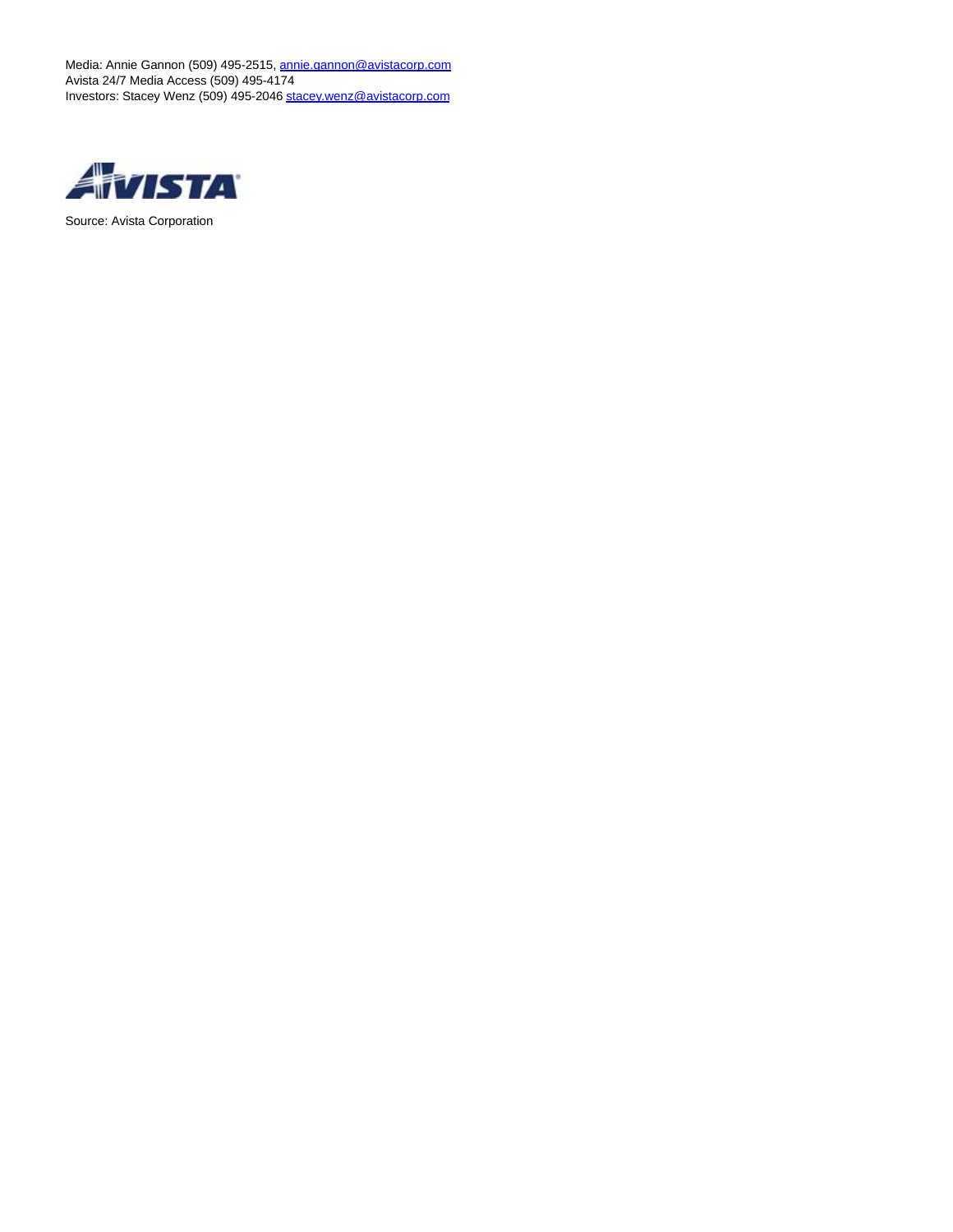Media: Annie Gannon (509) 495-2515, annie.gannon@avistacorp.com
Avista 24/7 Media Access (509) 495-4174
Investors: Stacey Wenz (509) 495-2046 stacey.wenz@avistacorp.com

Source: Avista Corporation